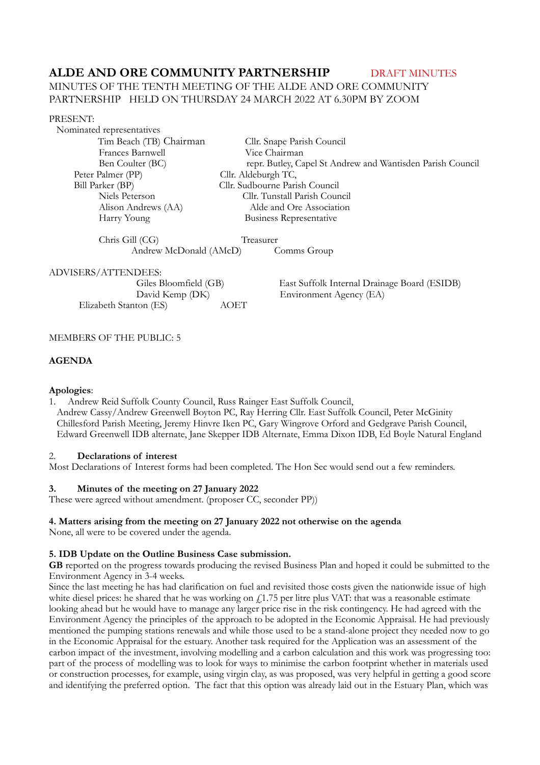# ALDE AND ORE COMMUNITY PARTNERSHIP

DRAFT MINUTES

MINUTES OF THE TENTH MEETING OF THE ALDE AND ORE COMMUNITY PARTNERSHIP HELD ON THURSDAY 24 MARCH 2022 AT 6.30PM BY ZOOM

PRESENT:

Nominated representatives

| | |
|---|---|
| Tim Beach (TB) Chairman | Cllr. Snape Parish Council |
| Frances Barnwell | Vice Chairman |
| Ben Coulter (BC) | repr. Butley, Capel St Andrew and Wantisden Parish Council |
| Peter Palmer (PP) | Cllr. Aldeburgh TC, |
| Bill Parker (BP) | Cllr. Sudbourne Parish Council |
| Niels Peterson | Cllr. Tunstall Parish Council |
| Alison Andrews (AA) | Alde and Ore Association |
| Harry Young | Business Representative |
| Chris Gill (CG) | Treasurer |
| Andrew McDonald (AMcD) | Comms Group |

ADVISERS/ATTENDEES:

| | |
|---|---|
| Giles Bloomfield (GB) | East Suffolk Internal Drainage Board (ESIDB) |
| David Kemp (DK) | Environment Agency (EA) |
| Elizabeth Stanton (ES) | AOET |

MEMBERS OF THE PUBLIC: 5

**AGENDA**

**Apologies**:

1. Andrew Reid Suffolk County Council, Russ Rainger East Suffolk Council, Andrew Cassy/Andrew Greenwell Boyton PC, Ray Herring Cllr. East Suffolk Council, Peter McGinity Chillesford Parish Meeting, Jeremy Hinvre Iken PC, Gary Wingrove Orford and Gedgrave Parish Council, Edward Greenwell IDB alternate, Jane Skepper IDB Alternate, Emma Dixon IDB, Ed Boyle Natural England

2. **Declarations of interest**

Most Declarations of Interest forms had been completed. The Hon Sec would send out a few reminders.

**3. Minutes of the meeting on 27 January 2022**

These were agreed without amendment. (proposer CC, seconder PP))

**4. Matters arising from the meeting on 27 January 2022 not otherwise on the agenda**

None, all were to be covered under the agenda.

**5. IDB Update on the Outline Business Case submission.**

**GB** reported on the progress towards producing the revised Business Plan and hoped it could be submitted to the Environment Agency in 3-4 weeks.

Since the last meeting he has had clarification on fuel and revisited those costs given the nationwide issue of high white diesel prices: he shared that he was working on £1.75 per litre plus VAT: that was a reasonable estimate looking ahead but he would have to manage any larger price rise in the risk contingency. He had agreed with the Environment Agency the principles of the approach to be adopted in the Economic Appraisal. He had previously mentioned the pumping stations renewals and while those used to be a stand-alone project they needed now to go in the Economic Appraisal for the estuary. Another task required for the Application was an assessment of the carbon impact of the investment, involving modelling and a carbon calculation and this work was progressing too: part of the process of modelling was to look for ways to minimise the carbon footprint whether in materials used or construction processes, for example, using virgin clay, as was proposed, was very helpful in getting a good score and identifying the preferred option. The fact that this option was already laid out in the Estuary Plan, which was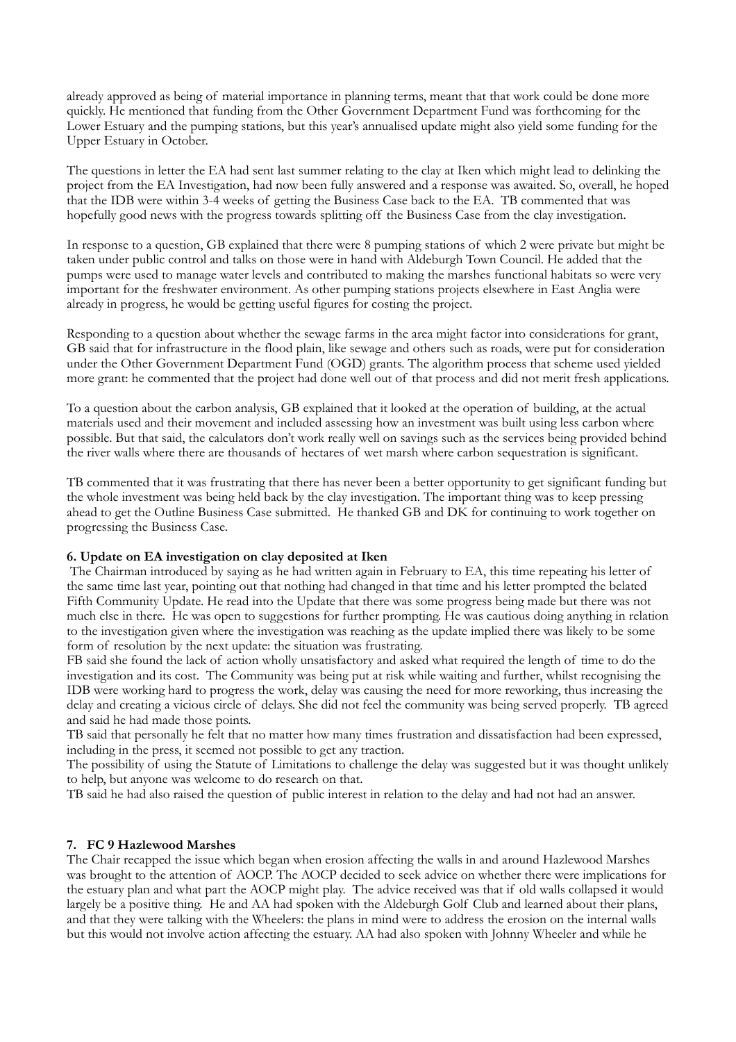already approved as being of material importance in planning terms, meant that that work could be done more quickly. He mentioned that funding from the Other Government Department Fund was forthcoming for the Lower Estuary and the pumping stations, but this year's annualised update might also yield some funding for the Upper Estuary in October.

The questions in letter the EA had sent last summer relating to the clay at Iken which might lead to delinking the project from the EA Investigation, had now been fully answered and a response was awaited. So, overall, he hoped that the IDB were within 3-4 weeks of getting the Business Case back to the EA. TB commented that was hopefully good news with the progress towards splitting off the Business Case from the clay investigation.

In response to a question, GB explained that there were 8 pumping stations of which 2 were private but might be taken under public control and talks on those were in hand with Aldeburgh Town Council. He added that the pumps were used to manage water levels and contributed to making the marshes functional habitats so were very important for the freshwater environment. As other pumping stations projects elsewhere in East Anglia were already in progress, he would be getting useful figures for costing the project.

Responding to a question about whether the sewage farms in the area might factor into considerations for grant, GB said that for infrastructure in the flood plain, like sewage and others such as roads, were put for consideration under the Other Government Department Fund (OGD) grants. The algorithm process that scheme used yielded more grant: he commented that the project had done well out of that process and did not merit fresh applications.

To a question about the carbon analysis, GB explained that it looked at the operation of building, at the actual materials used and their movement and included assessing how an investment was built using less carbon where possible. But that said, the calculators don't work really well on savings such as the services being provided behind the river walls where there are thousands of hectares of wet marsh where carbon sequestration is significant.

TB commented that it was frustrating that there has never been a better opportunity to get significant funding but the whole investment was being held back by the clay investigation. The important thing was to keep pressing ahead to get the Outline Business Case submitted. He thanked GB and DK for continuing to work together on progressing the Business Case.

**6. Update on EA investigation on clay deposited at Iken**

The Chairman introduced by saying as he had written again in February to EA, this time repeating his letter of the same time last year, pointing out that nothing had changed in that time and his letter prompted the belated Fifth Community Update. He read into the Update that there was some progress being made but there was not much else in there. He was open to suggestions for further prompting. He was cautious doing anything in relation to the investigation given where the investigation was reaching as the update implied there was likely to be some form of resolution by the next update: the situation was frustrating.

FB said she found the lack of action wholly unsatisfactory and asked what required the length of time to do the investigation and its cost. The Community was being put at risk while waiting and further, whilst recognising the IDB were working hard to progress the work, delay was causing the need for more reworking, thus increasing the delay and creating a vicious circle of delays. She did not feel the community was being served properly. TB agreed and said he had made those points.

TB said that personally he felt that no matter how many times frustration and dissatisfaction had been expressed, including in the press, it seemed not possible to get any traction.

The possibility of using the Statute of Limitations to challenge the delay was suggested but it was thought unlikely to help, but anyone was welcome to do research on that.

TB said he had also raised the question of public interest in relation to the delay and had not had an answer.

**7. FC 9 Hazlewood Marshes**

The Chair recapped the issue which began when erosion affecting the walls in and around Hazlewood Marshes was brought to the attention of AOCP. The AOCP decided to seek advice on whether there were implications for the estuary plan and what part the AOCP might play. The advice received was that if old walls collapsed it would largely be a positive thing. He and AA had spoken with the Aldeburgh Golf Club and learned about their plans, and that they were talking with the Wheelers: the plans in mind were to address the erosion on the internal walls but this would not involve action affecting the estuary. AA had also spoken with Johnny Wheeler and while he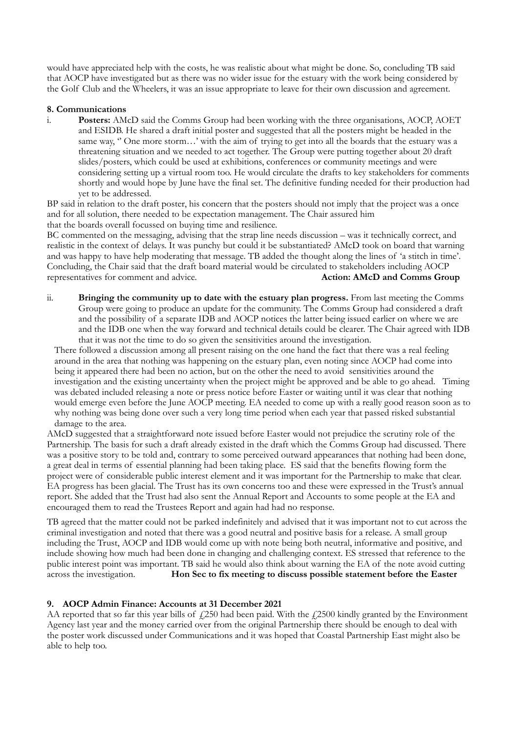would have appreciated help with the costs, he was realistic about what might be done. So, concluding TB said that AOCP have investigated but as there was no wider issue for the estuary with the work being considered by the Golf Club and the Wheelers, it was an issue appropriate to leave for their own discussion and agreement.

**8. Communications**

i. **Posters:** AMcD said the Comms Group had been working with the three organisations, AOCP, AOET and ESIDB. He shared a draft initial poster and suggested that all the posters might be headed in the same way, '' One more storm…' with the aim of trying to get into all the boards that the estuary was a threatening situation and we needed to act together. The Group were putting together about 20 draft slides/posters, which could be used at exhibitions, conferences or community meetings and were considering setting up a virtual room too. He would circulate the drafts to key stakeholders for comments shortly and would hope by June have the final set. The definitive funding needed for their production had yet to be addressed.

BP said in relation to the draft poster, his concern that the posters should not imply that the project was a once and for all solution, there needed to be expectation management. The Chair assured him that the boards overall focussed on buying time and resilience.

BC commented on the messaging, advising that the strap line needs discussion – was it technically correct, and realistic in the context of delays. It was punchy but could it be substantiated? AMcD took on board that warning and was happy to have help moderating that message. TB added the thought along the lines of 'a stitch in time'. Concluding, the Chair said that the draft board material would be circulated to stakeholders including AOCP representatives for comment and advice. **Action: AMcD and Comms Group**

ii. **Bringing the community up to date with the estuary plan progress.** From last meeting the Comms Group were going to produce an update for the community. The Comms Group had considered a draft and the possibility of a separate IDB and AOCP notices the latter being issued earlier on where we are and the IDB one when the way forward and technical details could be clearer. The Chair agreed with IDB that it was not the time to do so given the sensitivities around the investigation.

There followed a discussion among all present raising on the one hand the fact that there was a real feeling around in the area that nothing was happening on the estuary plan, even noting since AOCP had come into being it appeared there had been no action, but on the other the need to avoid sensitivities around the investigation and the existing uncertainty when the project might be approved and be able to go ahead. Timing was debated included releasing a note or press notice before Easter or waiting until it was clear that nothing would emerge even before the June AOCP meeting. EA needed to come up with a really good reason soon as to why nothing was being done over such a very long time period when each year that passed risked substantial damage to the area.

AMcD suggested that a straightforward note issued before Easter would not prejudice the scrutiny role of the Partnership. The basis for such a draft already existed in the draft which the Comms Group had discussed. There was a positive story to be told and, contrary to some perceived outward appearances that nothing had been done, a great deal in terms of essential planning had been taking place. ES said that the benefits flowing form the project were of considerable public interest element and it was important for the Partnership to make that clear. EA progress has been glacial. The Trust has its own concerns too and these were expressed in the Trust's annual report. She added that the Trust had also sent the Annual Report and Accounts to some people at the EA and encouraged them to read the Trustees Report and again had had no response.

TB agreed that the matter could not be parked indefinitely and advised that it was important not to cut across the criminal investigation and noted that there was a good neutral and positive basis for a release. A small group including the Trust, AOCP and IDB would come up with note being both neutral, informative and positive, and include showing how much had been done in changing and challenging context. ES stressed that reference to the public interest point was important. TB said he would also think about warning the EA of the note avoid cutting across the investigation. **Hon Sec to fix meeting to discuss possible statement before the Easter**

**9. AOCP Admin Finance: Accounts at 31 December 2021**

AA reported that so far this year bills of £250 had been paid. With the £2500 kindly granted by the Environment Agency last year and the money carried over from the original Partnership there should be enough to deal with the poster work discussed under Communications and it was hoped that Coastal Partnership East might also be able to help too.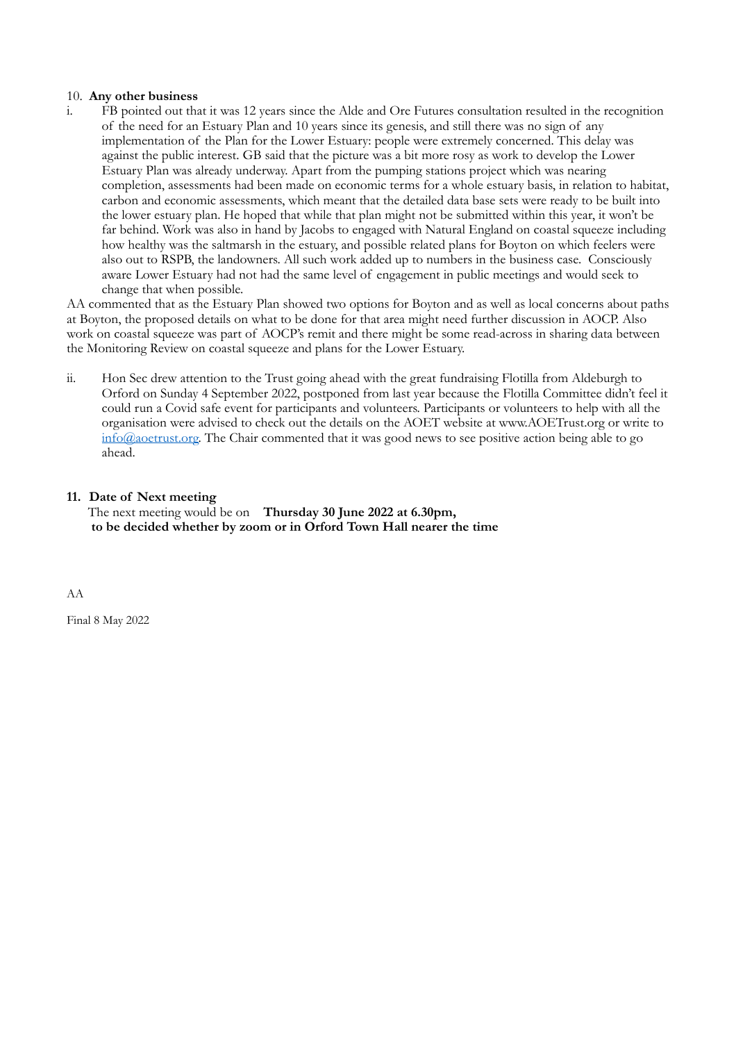10. **Any other business**

i. FB pointed out that it was 12 years since the Alde and Ore Futures consultation resulted in the recognition of the need for an Estuary Plan and 10 years since its genesis, and still there was no sign of any implementation of the Plan for the Lower Estuary: people were extremely concerned. This delay was against the public interest. GB said that the picture was a bit more rosy as work to develop the Lower Estuary Plan was already underway. Apart from the pumping stations project which was nearing completion, assessments had been made on economic terms for a whole estuary basis, in relation to habitat, carbon and economic assessments, which meant that the detailed data base sets were ready to be built into the lower estuary plan. He hoped that while that plan might not be submitted within this year, it won't be far behind. Work was also in hand by Jacobs to engaged with Natural England on coastal squeeze including how healthy was the saltmarsh in the estuary, and possible related plans for Boyton on which feelers were also out to RSPB, the landowners. All such work added up to numbers in the business case. Consciously aware Lower Estuary had not had the same level of engagement in public meetings and would seek to change that when possible.

AA commented that as the Estuary Plan showed two options for Boyton and as well as local concerns about paths at Boyton, the proposed details on what to be done for that area might need further discussion in AOCP. Also work on coastal squeeze was part of AOCP's remit and there might be some read-across in sharing data between the Monitoring Review on coastal squeeze and plans for the Lower Estuary.

ii. Hon Sec drew attention to the Trust going ahead with the great fundraising Flotilla from Aldeburgh to Orford on Sunday 4 September 2022, postponed from last year because the Flotilla Committee didn't feel it could run a Covid safe event for participants and volunteers. Participants or volunteers to help with all the organisation were advised to check out the details on the AOET website at www.AOETrust.org or write to info@aoetrust.org. The Chair commented that it was good news to see positive action being able to go ahead.

**11. Date of Next meeting**

The next meeting would be on **Thursday 30 June 2022 at 6.30pm, to be decided whether by zoom or in Orford Town Hall nearer the time**

AA

Final 8 May 2022